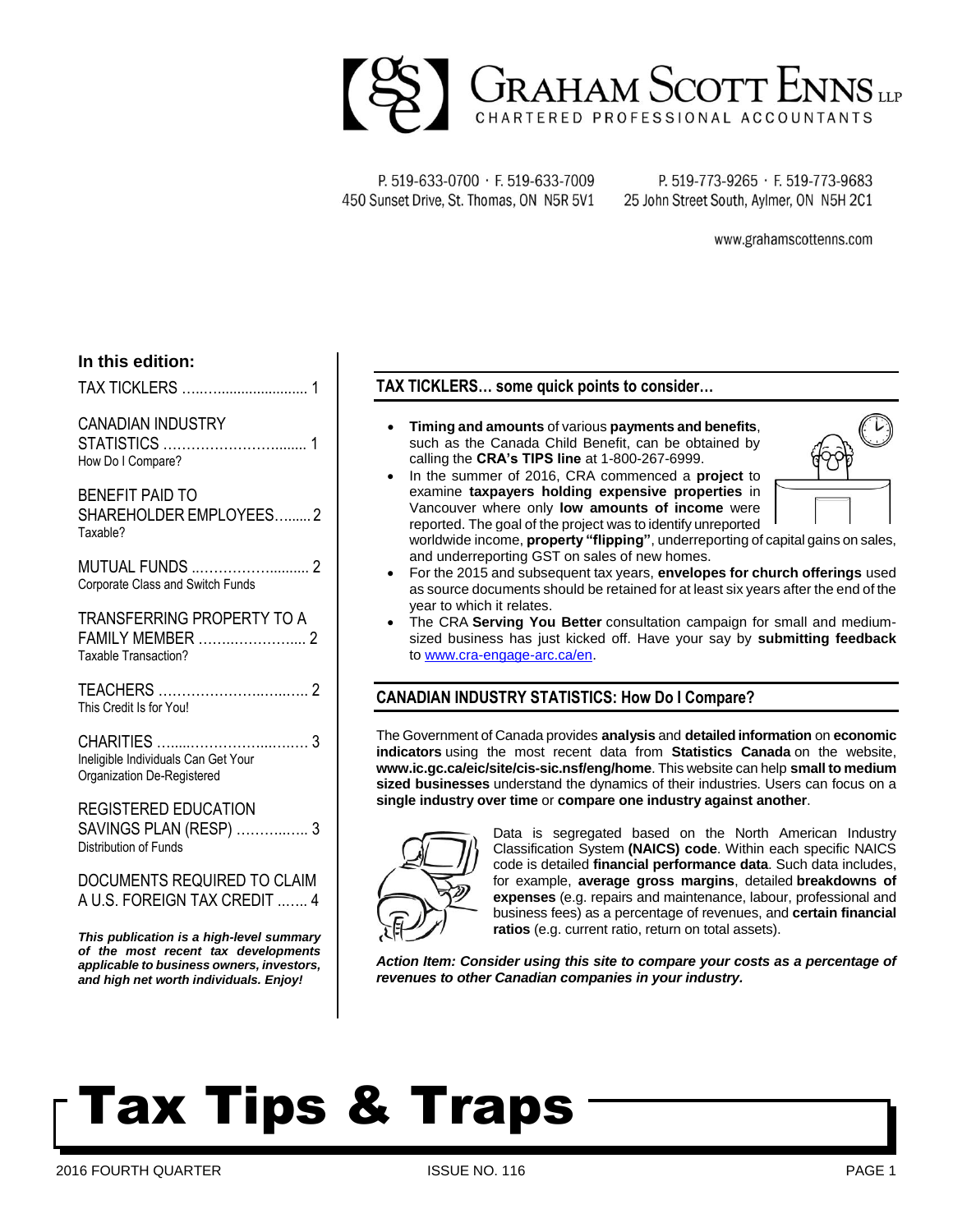# GRAHAM SCOTT ENNS LLP

CHARTERED PROFESSIONAL ACCOUNTANTS

P. 519-633-0700 · F. 519-633-7009
450 Sunset Drive, St. Thomas, ON N5R 5V1

P. 519-773-9265 · F. 519-773-9683
25 John Street South, Aylmer, ON N5H 2C1

www.grahamscottenns.com

# Tax Tips & Traps

2016 FOURTH QUARTER — ISSUE NO. 116

## In this edition:

- TAX TICKLERS …………………… 1
- CANADIAN INDUSTRY STATISTICS ……………………… 1
  How Do I Compare?
- BENEFIT PAID TO SHAREHOLDER EMPLOYEES……. 2
  Taxable?
- MUTUAL FUNDS ……………………… 2
  Corporate Class and Switch Funds
- TRANSFERRING PROPERTY TO A FAMILY MEMBER ……………………. 2
  Taxable Transaction?
- TEACHERS ……………………………. 2
  This Credit Is for You!
- CHARITIES ……………………………. 3
  Ineligible Individuals Can Get Your Organization De-Registered
- REGISTERED EDUCATION SAVINGS PLAN (RESP) …………… 3
  Distribution of Funds
- DOCUMENTS REQUIRED TO CLAIM A U.S. FOREIGN TAX CREDIT ……. 4

***This publication is a high-level summary of the most recent tax developments applicable to business owners, investors, and high net worth individuals. Enjoy!***

## TAX TICKLERS… some quick points to consider…

- **Timing and amounts** of various **payments and benefits**, such as the Canada Child Benefit, can be obtained by calling the **CRA's TIPS line** at 1-800-267-6999.
- In the summer of 2016, CRA commenced a **project** to examine **taxpayers holding expensive properties** in Vancouver where only **low amounts of income** were reported. The goal of the project was to identify unreported worldwide income, **property "flipping"**, underreporting of capital gains on sales, and underreporting GST on sales of new homes.
- For the 2015 and subsequent tax years, **envelopes for church offerings** used as source documents should be retained for at least six years after the end of the year to which it relates.
- The CRA **Serving You Better** consultation campaign for small and medium-sized business has just kicked off. Have your say by **submitting feedback** to www.cra-engage-arc.ca/en.

## CANADIAN INDUSTRY STATISTICS: How Do I Compare?

The Government of Canada provides **analysis** and **detailed information** on **economic indicators** using the most recent data from **Statistics Canada** on the website, **www.ic.gc.ca/eic/site/cis-sic.nsf/eng/home**. This website can help **small to medium sized businesses** understand the dynamics of their industries. Users can focus on a **single industry over time** or **compare one industry against another**.

Data is segregated based on the North American Industry Classification System **(NAICS) code**. Within each specific NAICS code is detailed **financial performance data**. Such data includes, for example, **average gross margins**, detailed **breakdowns of expenses** (e.g. repairs and maintenance, labour, professional and business fees) as a percentage of revenues, and **certain financial ratios** (e.g. current ratio, return on total assets).

***Action Item: Consider using this site to compare your costs as a percentage of revenues to other Canadian companies in your industry.***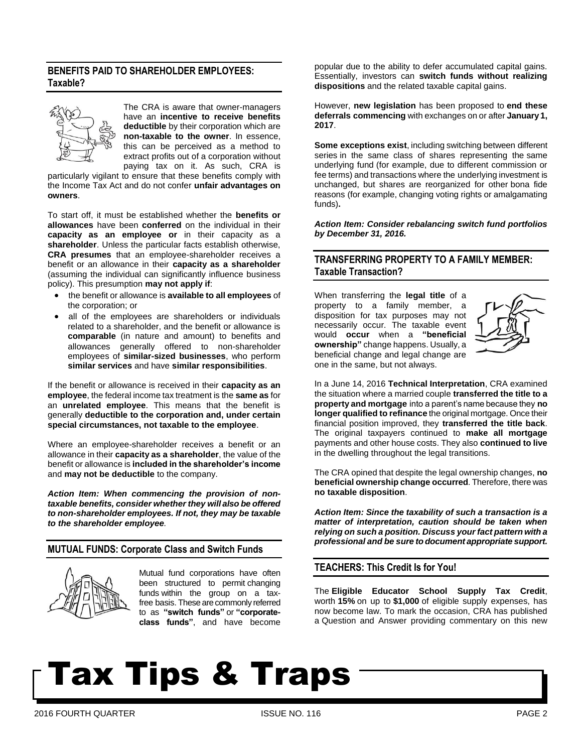## BENEFITS PAID TO SHAREHOLDER EMPLOYEES: Taxable?

The CRA is aware that owner-managers have an **incentive to receive benefits deductible** by their corporation which are **non-taxable to the owner**. In essence, this can be perceived as a method to extract profits out of a corporation without paying tax on it. As such, CRA is particularly vigilant to ensure that these benefits comply with the Income Tax Act and do not confer **unfair advantages on owners**.

To start off, it must be established whether the **benefits or allowances** have been **conferred** on the individual in their **capacity as an employee or** in their capacity as a **shareholder**. Unless the particular facts establish otherwise, **CRA presumes** that an employee-shareholder receives a benefit or an allowance in their **capacity as a shareholder** (assuming the individual can significantly influence business policy). This presumption **may not apply if**:

- the benefit or allowance is **available to all employees** of the corporation; or
- all of the employees are shareholders or individuals related to a shareholder, and the benefit or allowance is **comparable** (in nature and amount) to benefits and allowances generally offered to non-shareholder employees of **similar-sized businesses**, who perform **similar services** and have **similar responsibilities**.

If the benefit or allowance is received in their **capacity as an employee**, the federal income tax treatment is the **same as** for an **unrelated employee**. This means that the benefit is generally **deductible to the corporation and, under certain special circumstances, not taxable to the employee**.

Where an employee-shareholder receives a benefit or an allowance in their **capacity as a shareholder**, the value of the benefit or allowance is **included in the shareholder's income** and **may not be deductible** to the company.

***Action Item: When commencing the provision of non-taxable benefits, consider whether they will also be offered to non-shareholder employees. If not, they may be taxable to the shareholder employee.***

## MUTUAL FUNDS: Corporate Class and Switch Funds

Mutual fund corporations have often been structured to permit changing funds within the group on a tax-free basis. These are commonly referred to as **"switch funds"** or **"corporate-class funds"**, and have become popular due to the ability to defer accumulated capital gains. Essentially, investors can **switch funds without realizing dispositions** and the related taxable capital gains.

However, **new legislation** has been proposed to **end these deferrals commencing** with exchanges on or after **January 1, 2017**.

**Some exceptions exist**, including switching between different series in the same class of shares representing the same underlying fund (for example, due to different commission or fee terms) and transactions where the underlying investment is unchanged, but shares are reorganized for other bona fide reasons (for example, changing voting rights or amalgamating funds)**.**

***Action Item: Consider rebalancing switch fund portfolios by December 31, 2016.***

## TRANSFERRING PROPERTY TO A FAMILY MEMBER: Taxable Transaction?

When transferring the **legal title** of a property to a family member, a disposition for tax purposes may not necessarily occur. The taxable event would **occur** when a **"beneficial ownership"** change happens. Usually, a beneficial change and legal change are one in the same, but not always.

In a June 14, 2016 **Technical Interpretation**, CRA examined the situation where a married couple **transferred the title to a property and mortgage** into a parent's name because they **no longer qualified to refinance** the original mortgage. Once their financial position improved, they **transferred the title back**. The original taxpayers continued to **make all mortgage** payments and other house costs. They also **continued to live** in the dwelling throughout the legal transitions.

The CRA opined that despite the legal ownership changes, **no beneficial ownership change occurred**. Therefore, there was **no taxable disposition**.

***Action Item: Since the taxability of such a transaction is a matter of interpretation, caution should be taken when relying on such a position. Discuss your fact pattern with a professional and be sure to document appropriate support.***

## TEACHERS: This Credit Is for You!

The **Eligible Educator School Supply Tax Credit**, worth **15%** on up to **$1,000** of eligible supply expenses, has now become law. To mark the occasion, CRA has published a Question and Answer providing commentary on this new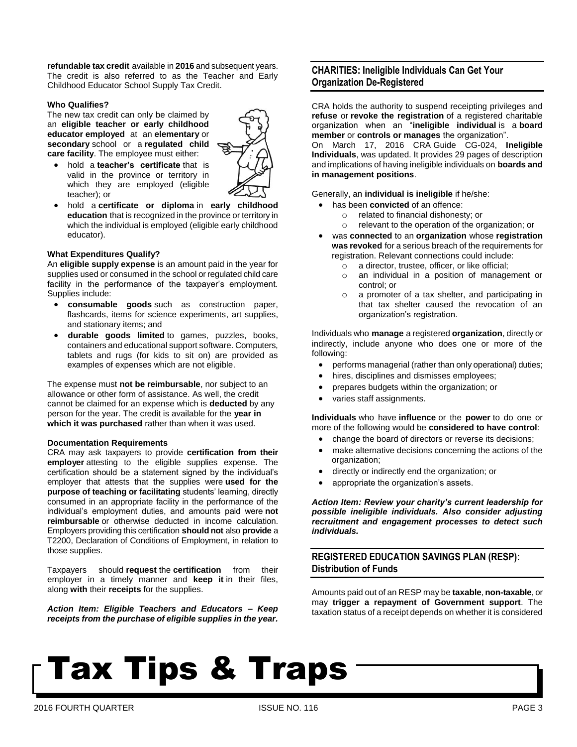**refundable tax credit** available in **2016** and subsequent years. The credit is also referred to as the Teacher and Early Childhood Educator School Supply Tax Credit.

**Who Qualifies?**

The new tax credit can only be claimed by an **eligible teacher or early childhood educator employed** at an **elementary** or **secondary** school or a **regulated child care facility**. The employee must either:

- hold a **teacher's certificate** that is valid in the province or territory in which they are employed (eligible teacher); or
- hold a **certificate or diploma** in **early childhood education** that is recognized in the province or territory in which the individual is employed (eligible early childhood educator).

**What Expenditures Qualify?**

An **eligible supply expense** is an amount paid in the year for supplies used or consumed in the school or regulated child care facility in the performance of the taxpayer's employment. Supplies include:

- **consumable goods** such as construction paper, flashcards, items for science experiments, art supplies, and stationary items; and
- **durable goods limited** to games, puzzles, books, containers and educational support software. Computers, tablets and rugs (for kids to sit on) are provided as examples of expenses which are not eligible.

The expense must **not be reimbursable**, nor subject to an allowance or other form of assistance. As well, the credit cannot be claimed for an expense which is **deducted** by any person for the year. The credit is available for the **year in which it was purchased** rather than when it was used.

**Documentation Requirements**

CRA may ask taxpayers to provide **certification from their employer** attesting to the eligible supplies expense. The certification should be a statement signed by the individual's employer that attests that the supplies were **used for the purpose of teaching or facilitating** students' learning, directly consumed in an appropriate facility in the performance of the individual's employment duties, and amounts paid were **not reimbursable** or otherwise deducted in income calculation. Employers providing this certification **should not** also **provide** a T2200, Declaration of Conditions of Employment, in relation to those supplies.

Taxpayers should **request** the **certification** from their employer in a timely manner and **keep it** in their files, along **with** their **receipts** for the supplies.

***Action Item: Eligible Teachers and Educators – Keep receipts from the purchase of eligible supplies in the year.***

## CHARITIES: Ineligible Individuals Can Get Your Organization De-Registered

CRA holds the authority to suspend receipting privileges and **refuse** or **revoke the registration** of a registered charitable organization when an "**ineligible individual** is a **board member** or **controls or manages** the organization".

On March 17, 2016 CRA Guide CG-024, **Ineligible Individuals**, was updated. It provides 29 pages of description and implications of having ineligible individuals on **boards and in management positions**.

Generally, an **individual is ineligible** if he/she:

- has been **convicted** of an offence:
  - related to financial dishonesty; or
  - relevant to the operation of the organization; or
- was **connected** to an **organization** whose **registration was revoked** for a serious breach of the requirements for registration. Relevant connections could include:
  - a director, trustee, officer, or like official;
  - an individual in a position of management or control; or
  - a promoter of a tax shelter, and participating in that tax shelter caused the revocation of an organization's registration.

Individuals who **manage** a registered **organization**, directly or indirectly, include anyone who does one or more of the following:

- performs managerial (rather than only operational) duties;
- hires, disciplines and dismisses employees;
- prepares budgets within the organization; or
- varies staff assignments.

**Individuals** who have **influence** or the **power** to do one or more of the following would be **considered to have control**:

- change the board of directors or reverse its decisions;
- make alternative decisions concerning the actions of the organization;
- directly or indirectly end the organization; or
- appropriate the organization's assets.

***Action Item: Review your charity's current leadership for possible ineligible individuals. Also consider adjusting recruitment and engagement processes to detect such individuals.***

## REGISTERED EDUCATION SAVINGS PLAN (RESP): Distribution of Funds

Amounts paid out of an RESP may be **taxable**, **non-taxable**, or may **trigger a repayment of Government support**. The taxation status of a receipt depends on whether it is considered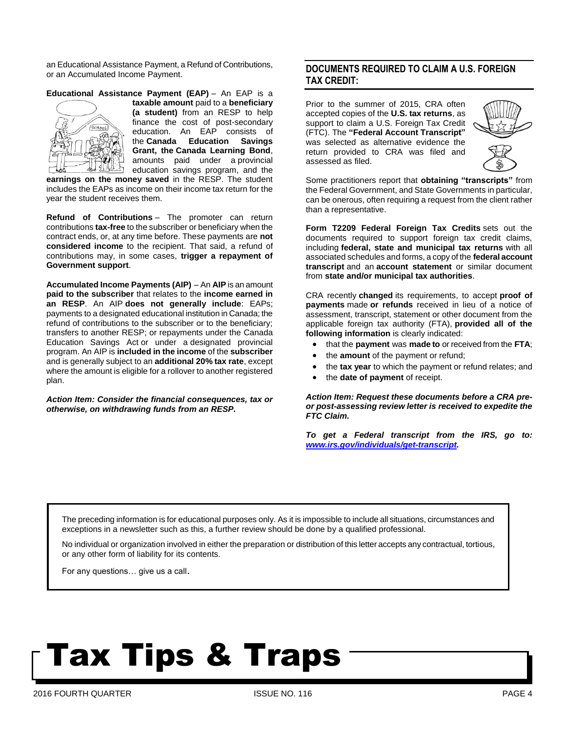an Educational Assistance Payment, a Refund of Contributions, or an Accumulated Income Payment.

**Educational Assistance Payment (EAP)** – An EAP is a **taxable amount** paid to a **beneficiary (a student)** from an RESP to help finance the cost of post-secondary education. An EAP consists of the **Canada Education Savings Grant, the Canada Learning Bond**, amounts paid under a provincial education savings program, and the **earnings on the money saved** in the RESP. The student includes the EAPs as income on their income tax return for the year the student receives them.

**Refund of Contributions** – The promoter can return contributions **tax-free** to the subscriber or beneficiary when the contract ends, or, at any time before. These payments are **not considered income** to the recipient. That said, a refund of contributions may, in some cases, **trigger a repayment of Government support**.

**Accumulated Income Payments (AIP)** – An **AIP** is an amount **paid to the subscriber** that relates to the **income earned in an RESP**. An AIP **does not generally include**: EAPs; payments to a designated educational institution in Canada; the refund of contributions to the subscriber or to the beneficiary; transfers to another RESP; or repayments under the Canada Education Savings Act or under a designated provincial program. An AIP is **included in the income** of the **subscriber** and is generally subject to an **additional 20% tax rate**, except where the amount is eligible for a rollover to another registered plan.

***Action Item: Consider the financial consequences, tax or otherwise, on withdrawing funds from an RESP.***

## DOCUMENTS REQUIRED TO CLAIM A U.S. FOREIGN TAX CREDIT:

Prior to the summer of 2015, CRA often accepted copies of the **U.S. tax returns**, as support to claim a U.S. Foreign Tax Credit (FTC). The **"Federal Account Transcript"** was selected as alternative evidence the return provided to CRA was filed and assessed as filed.

Some practitioners report that **obtaining "transcripts"** from the Federal Government, and State Governments in particular, can be onerous, often requiring a request from the client rather than a representative.

**Form T2209 Federal Foreign Tax Credits** sets out the documents required to support foreign tax credit claims, including **federal, state and municipal tax returns** with all associated schedules and forms, a copy of the **federal account transcript** and an **account statement** or similar document from **state and/or municipal tax authorities**.

CRA recently **changed** its requirements, to accept **proof of payments** made **or refunds** received in lieu of a notice of assessment, transcript, statement or other document from the applicable foreign tax authority (FTA), **provided all of the following information** is clearly indicated:

- that the **payment** was **made to** or received from the **FTA**;
- the **amount** of the payment or refund;
- the **tax year** to which the payment or refund relates; and
- the **date of payment** of receipt.

***Action Item: Request these documents before a CRA pre- or post-assessing review letter is received to expedite the FTC Claim.***

***To get a Federal transcript from the IRS, go to: www.irs.gov/individuals/get-transcript.***

The preceding information is for educational purposes only. As it is impossible to include all situations, circumstances and exceptions in a newsletter such as this, a further review should be done by a qualified professional.

No individual or organization involved in either the preparation or distribution of this letter accepts any contractual, tortious, or any other form of liability for its contents.

For any questions… give us a call.